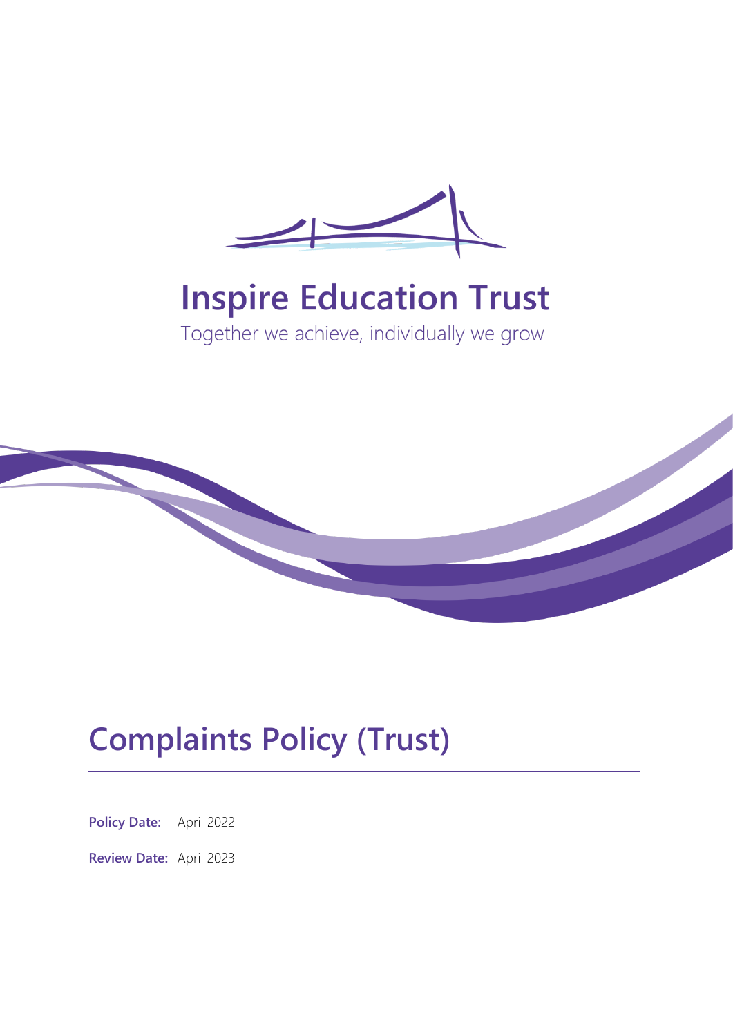# Inspire Education Trust

Together we achieve, individually we grow

# Complaints Policy (Trust)

**Policy Date:** April 2022

**Review Date:** April 2023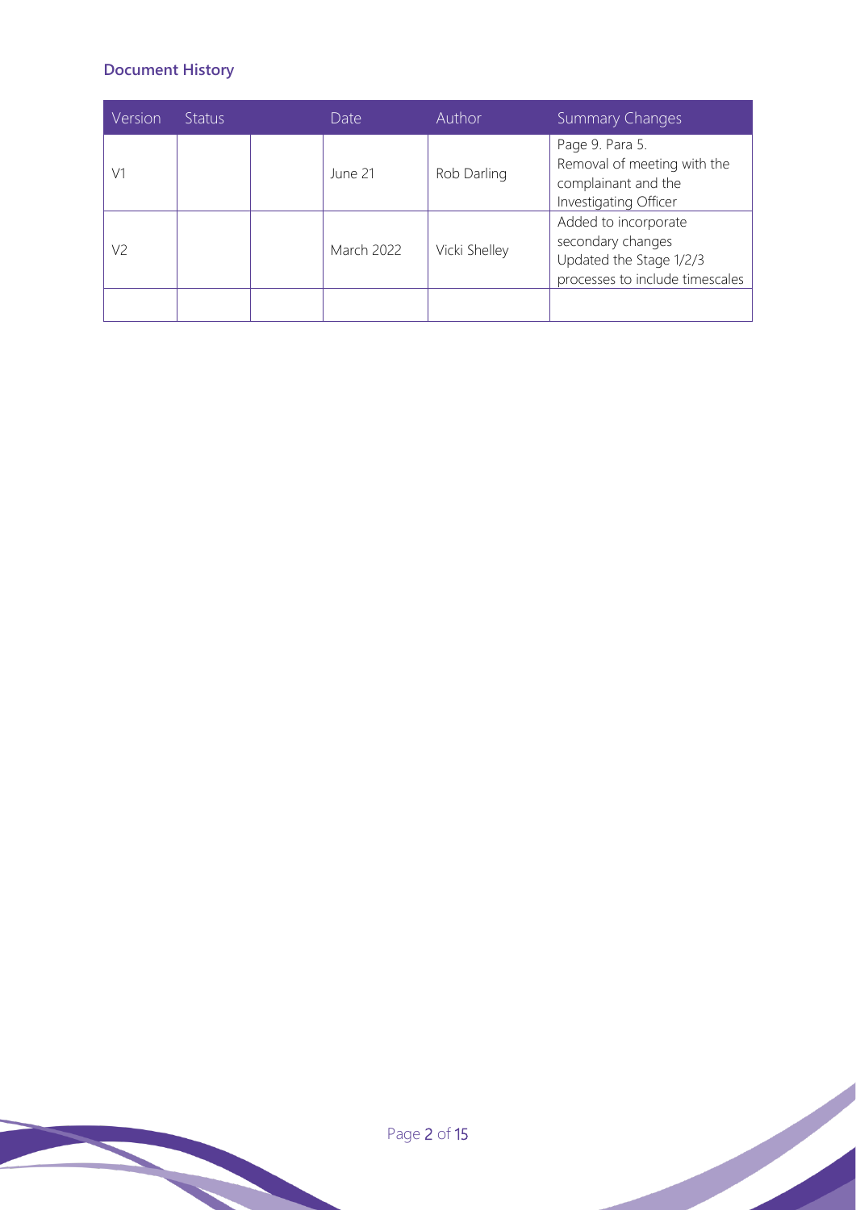## Document History

| Version | Status | | Date | Author | Summary Changes |
|---|---|---|---|---|---|
| V1 | | | June 21 | Rob Darling | Page 9. Para 5. Removal of meeting with the complainant and the Investigating Officer |
| V2 | | | March 2022 | Vicki Shelley | Added to incorporate secondary changes Updated the Stage 1/2/3 processes to include timescales |
| | | | | | |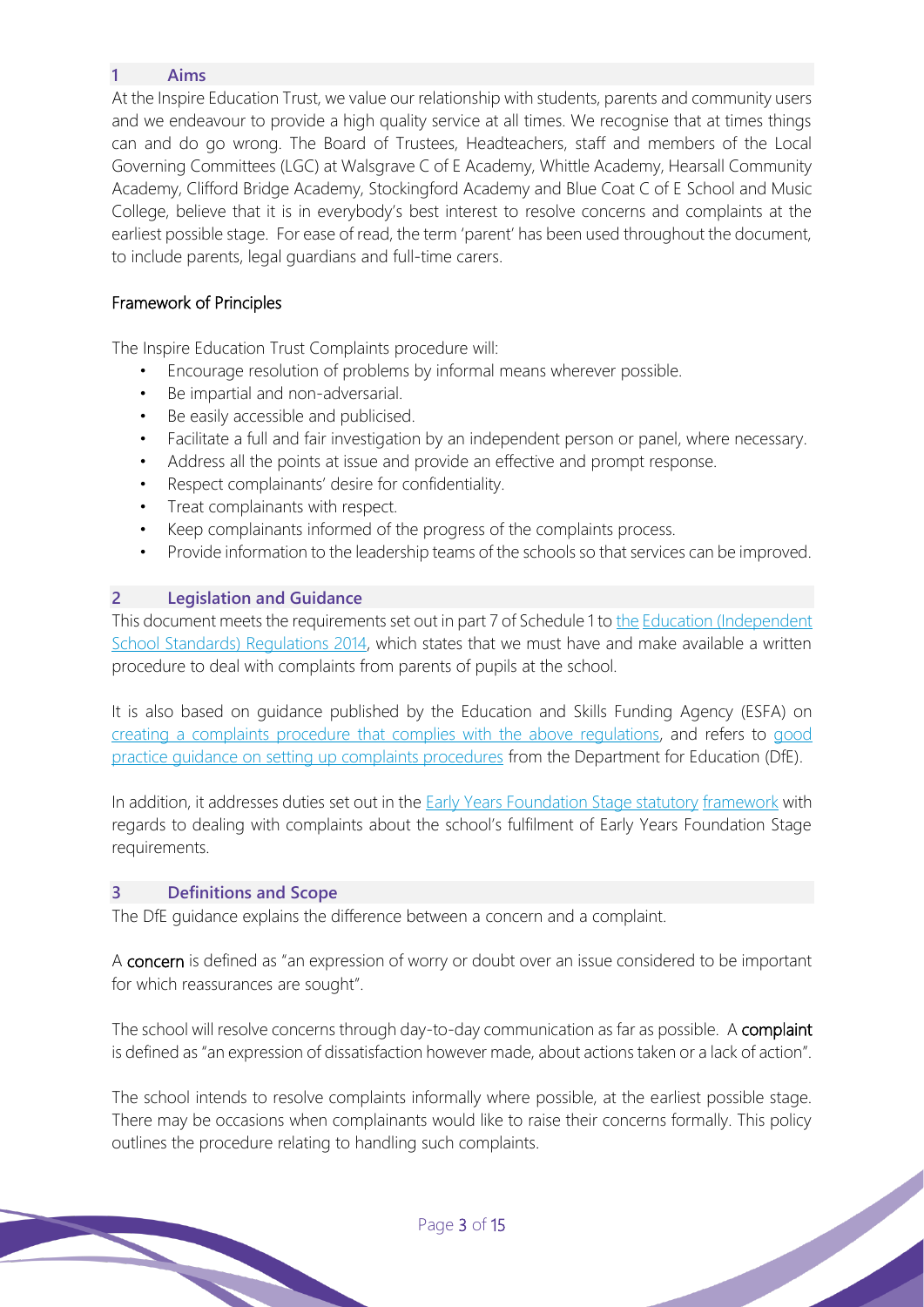## 1 Aims

At the Inspire Education Trust, we value our relationship with students, parents and community users and we endeavour to provide a high quality service at all times. We recognise that at times things can and do go wrong. The Board of Trustees, Headteachers, staff and members of the Local Governing Committees (LGC) at Walsgrave C of E Academy, Whittle Academy, Hearsall Community Academy, Clifford Bridge Academy, Stockingford Academy and Blue Coat C of E School and Music College, believe that it is in everybody's best interest to resolve concerns and complaints at the earliest possible stage. For ease of read, the term 'parent' has been used throughout the document, to include parents, legal guardians and full-time carers.

### Framework of Principles

The Inspire Education Trust Complaints procedure will:

- Encourage resolution of problems by informal means wherever possible.
- Be impartial and non-adversarial.
- Be easily accessible and publicised.
- Facilitate a full and fair investigation by an independent person or panel, where necessary.
- Address all the points at issue and provide an effective and prompt response.
- Respect complainants' desire for confidentiality.
- Treat complainants with respect.
- Keep complainants informed of the progress of the complaints process.
- Provide information to the leadership teams of the schools so that services can be improved.

## 2 Legislation and Guidance

This document meets the requirements set out in part 7 of Schedule 1 to the Education (Independent School Standards) Regulations 2014, which states that we must have and make available a written procedure to deal with complaints from parents of pupils at the school.

It is also based on guidance published by the Education and Skills Funding Agency (ESFA) on creating a complaints procedure that complies with the above regulations, and refers to good practice guidance on setting up complaints procedures from the Department for Education (DfE).

In addition, it addresses duties set out in the Early Years Foundation Stage statutory framework with regards to dealing with complaints about the school's fulfilment of Early Years Foundation Stage requirements.

## 3 Definitions and Scope

The DfE guidance explains the difference between a concern and a complaint.

A **concern** is defined as "an expression of worry or doubt over an issue considered to be important for which reassurances are sought".

The school will resolve concerns through day-to-day communication as far as possible. A **complaint** is defined as "an expression of dissatisfaction however made, about actions taken or a lack of action".

The school intends to resolve complaints informally where possible, at the earliest possible stage. There may be occasions when complainants would like to raise their concerns formally. This policy outlines the procedure relating to handling such complaints.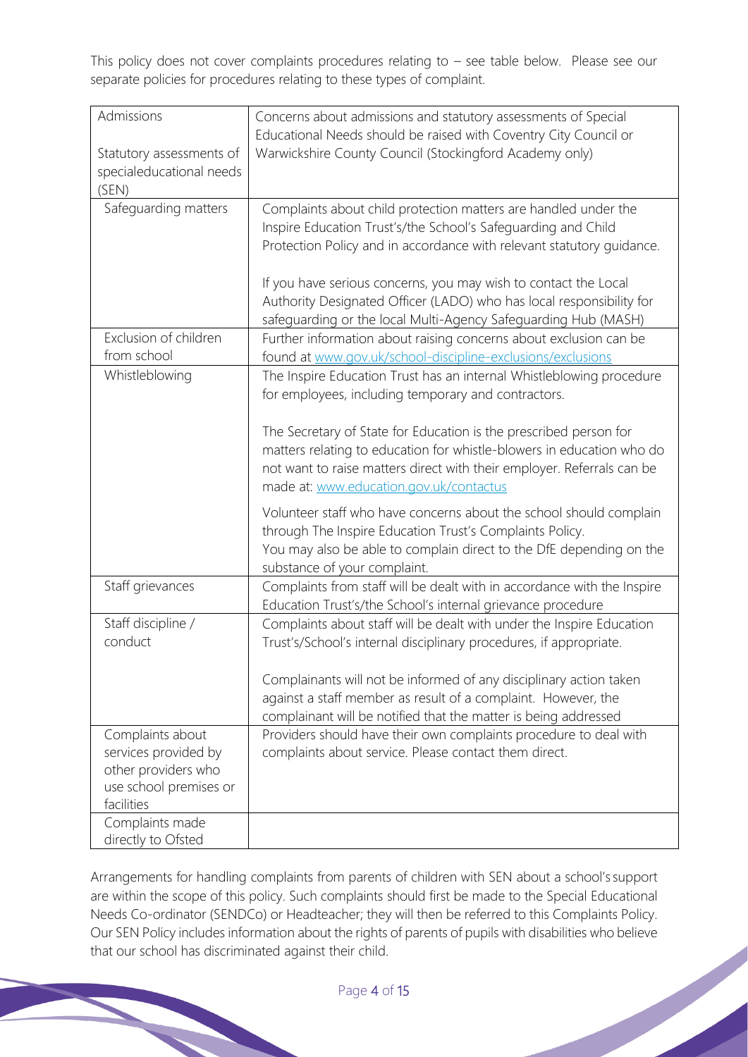This policy does not cover complaints procedures relating to – see table below. Please see our separate policies for procedures relating to these types of complaint.

| | |
|---|---|
| Admissions<br><br>Statutory assessments of specialeducational needs (SEN) | Concerns about admissions and statutory assessments of Special Educational Needs should be raised with Coventry City Council or Warwickshire County Council (Stockingford Academy only) |
| Safeguarding matters | Complaints about child protection matters are handled under the Inspire Education Trust's/the School's Safeguarding and Child Protection Policy and in accordance with relevant statutory guidance.<br><br>If you have serious concerns, you may wish to contact the Local Authority Designated Officer (LADO) who has local responsibility for safeguarding or the local Multi-Agency Safeguarding Hub (MASH) |
| Exclusion of children from school | Further information about raising concerns about exclusion can be found at www.gov.uk/school-discipline-exclusions/exclusions |
| Whistleblowing | The Inspire Education Trust has an internal Whistleblowing procedure for employees, including temporary and contractors.<br><br>The Secretary of State for Education is the prescribed person for matters relating to education for whistle-blowers in education who do not want to raise matters direct with their employer. Referrals can be made at: www.education.gov.uk/contactus<br><br>Volunteer staff who have concerns about the school should complain through The Inspire Education Trust's Complaints Policy.<br>You may also be able to complain direct to the DfE depending on the substance of your complaint. |
| Staff grievances | Complaints from staff will be dealt with in accordance with the Inspire Education Trust's/the School's internal grievance procedure |
| Staff discipline / conduct | Complaints about staff will be dealt with under the Inspire Education Trust's/School's internal disciplinary procedures, if appropriate.<br><br>Complainants will not be informed of any disciplinary action taken against a staff member as result of a complaint. However, the complainant will be notified that the matter is being addressed |
| Complaints about services provided by other providers who use school premises or facilities | Providers should have their own complaints procedure to deal with complaints about service. Please contact them direct. |
| Complaints made directly to Ofsted | |

Arrangements for handling complaints from parents of children with SEN about a school's support are within the scope of this policy. Such complaints should first be made to the Special Educational Needs Co-ordinator (SENDCo) or Headteacher; they will then be referred to this Complaints Policy. Our SEN Policy includes information about the rights of parents of pupils with disabilities who believe that our school has discriminated against their child.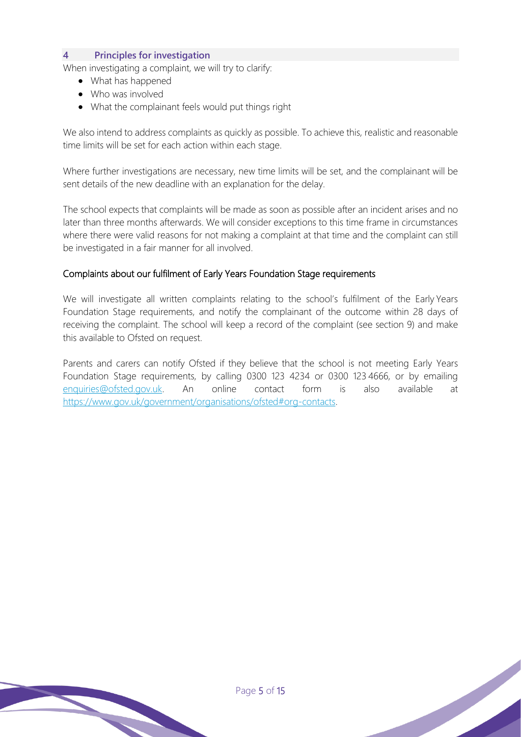## 4 Principles for investigation

When investigating a complaint, we will try to clarify:

- What has happened
- Who was involved
- What the complainant feels would put things right

We also intend to address complaints as quickly as possible. To achieve this, realistic and reasonable time limits will be set for each action within each stage.

Where further investigations are necessary, new time limits will be set, and the complainant will be sent details of the new deadline with an explanation for the delay.

The school expects that complaints will be made as soon as possible after an incident arises and no later than three months afterwards. We will consider exceptions to this time frame in circumstances where there were valid reasons for not making a complaint at that time and the complaint can still be investigated in a fair manner for all involved.

### Complaints about our fulfilment of Early Years Foundation Stage requirements

We will investigate all written complaints relating to the school's fulfilment of the Early Years Foundation Stage requirements, and notify the complainant of the outcome within 28 days of receiving the complaint. The school will keep a record of the complaint (see section 9) and make this available to Ofsted on request.

Parents and carers can notify Ofsted if they believe that the school is not meeting Early Years Foundation Stage requirements, by calling 0300 123 4234 or 0300 123 4666, or by emailing [enquiries@ofsted.gov.uk](mailto:enquiries@ofsted.gov.uk). An online contact form is also available at [https://www.gov.uk/government/organisations/ofsted#org-contacts](https://www.gov.uk/government/organisations/ofsted#org-contacts).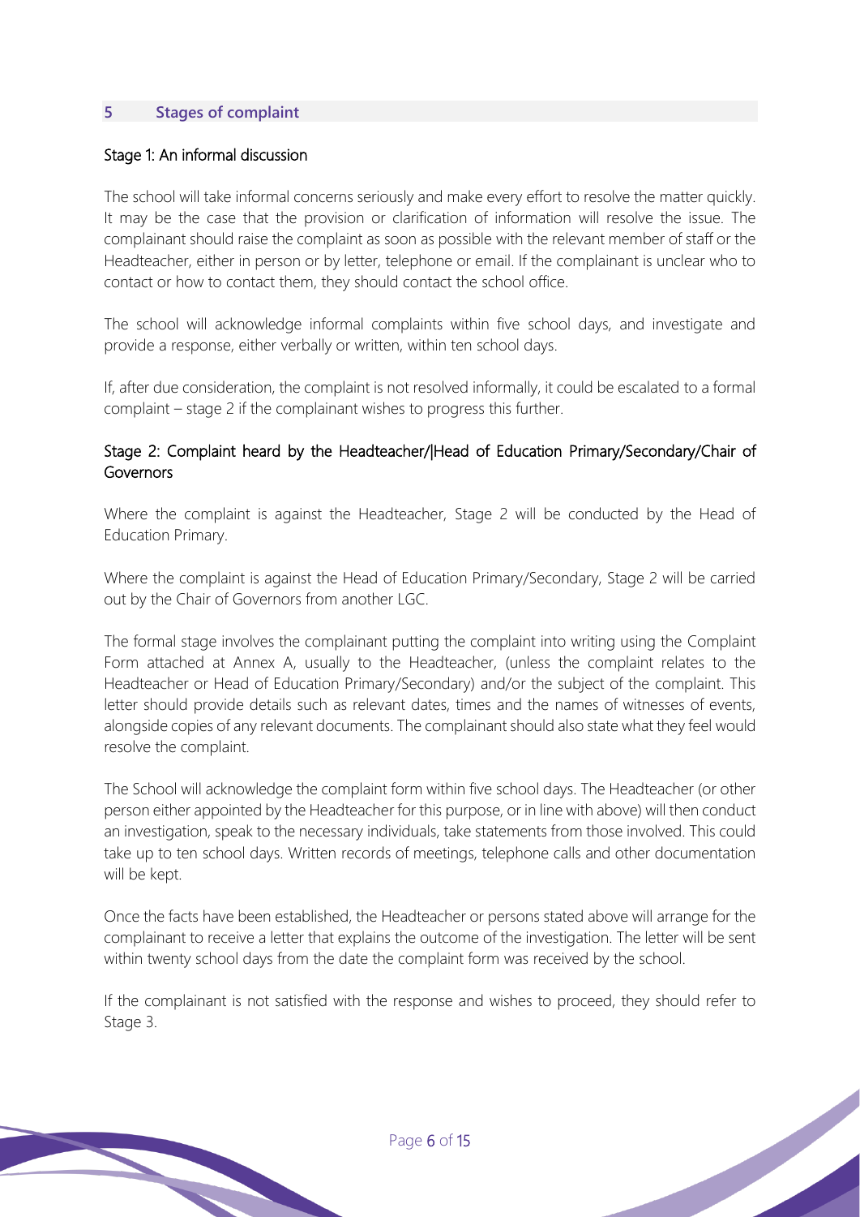## 5 Stages of complaint

### Stage 1: An informal discussion

The school will take informal concerns seriously and make every effort to resolve the matter quickly. It may be the case that the provision or clarification of information will resolve the issue. The complainant should raise the complaint as soon as possible with the relevant member of staff or the Headteacher, either in person or by letter, telephone or email. If the complainant is unclear who to contact or how to contact them, they should contact the school office.

The school will acknowledge informal complaints within five school days, and investigate and provide a response, either verbally or written, within ten school days.

If, after due consideration, the complaint is not resolved informally, it could be escalated to a formal complaint – stage 2 if the complainant wishes to progress this further.

### Stage 2: Complaint heard by the Headteacher/|Head of Education Primary/Secondary/Chair of Governors

Where the complaint is against the Headteacher, Stage 2 will be conducted by the Head of Education Primary.

Where the complaint is against the Head of Education Primary/Secondary, Stage 2 will be carried out by the Chair of Governors from another LGC.

The formal stage involves the complainant putting the complaint into writing using the Complaint Form attached at Annex A, usually to the Headteacher, (unless the complaint relates to the Headteacher or Head of Education Primary/Secondary) and/or the subject of the complaint. This letter should provide details such as relevant dates, times and the names of witnesses of events, alongside copies of any relevant documents. The complainant should also state what they feel would resolve the complaint.

The School will acknowledge the complaint form within five school days. The Headteacher (or other person either appointed by the Headteacher for this purpose, or in line with above) will then conduct an investigation, speak to the necessary individuals, take statements from those involved. This could take up to ten school days. Written records of meetings, telephone calls and other documentation will be kept.

Once the facts have been established, the Headteacher or persons stated above will arrange for the complainant to receive a letter that explains the outcome of the investigation. The letter will be sent within twenty school days from the date the complaint form was received by the school.

If the complainant is not satisfied with the response and wishes to proceed, they should refer to Stage 3.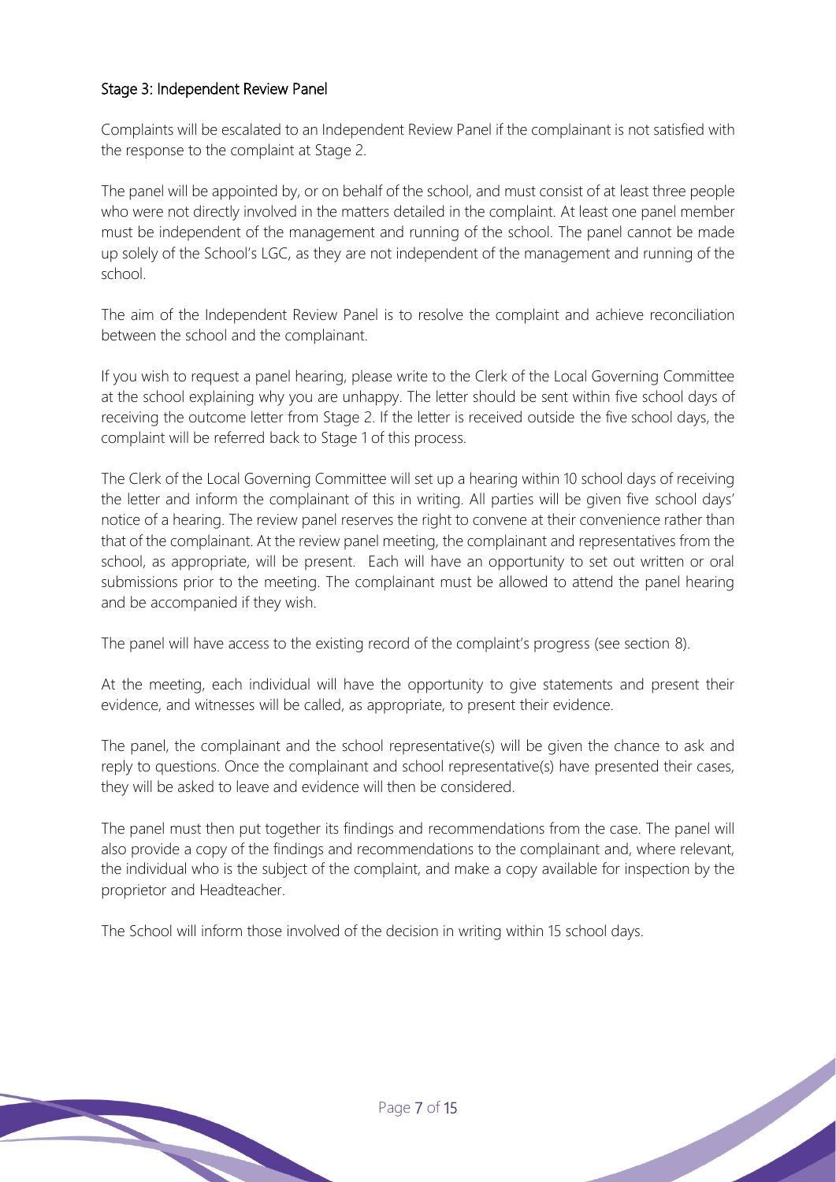### Stage 3: Independent Review Panel

Complaints will be escalated to an Independent Review Panel if the complainant is not satisfied with the response to the complaint at Stage 2.

The panel will be appointed by, or on behalf of the school, and must consist of at least three people who were not directly involved in the matters detailed in the complaint. At least one panel member must be independent of the management and running of the school. The panel cannot be made up solely of the School's LGC, as they are not independent of the management and running of the school.

The aim of the Independent Review Panel is to resolve the complaint and achieve reconciliation between the school and the complainant.

If you wish to request a panel hearing, please write to the Clerk of the Local Governing Committee at the school explaining why you are unhappy. The letter should be sent within five school days of receiving the outcome letter from Stage 2. If the letter is received outside the five school days, the complaint will be referred back to Stage 1 of this process.

The Clerk of the Local Governing Committee will set up a hearing within 10 school days of receiving the letter and inform the complainant of this in writing. All parties will be given five school days' notice of a hearing. The review panel reserves the right to convene at their convenience rather than that of the complainant. At the review panel meeting, the complainant and representatives from the school, as appropriate, will be present. Each will have an opportunity to set out written or oral submissions prior to the meeting. The complainant must be allowed to attend the panel hearing and be accompanied if they wish.

The panel will have access to the existing record of the complaint's progress (see section 8).

At the meeting, each individual will have the opportunity to give statements and present their evidence, and witnesses will be called, as appropriate, to present their evidence.

The panel, the complainant and the school representative(s) will be given the chance to ask and reply to questions. Once the complainant and school representative(s) have presented their cases, they will be asked to leave and evidence will then be considered.

The panel must then put together its findings and recommendations from the case. The panel will also provide a copy of the findings and recommendations to the complainant and, where relevant, the individual who is the subject of the complaint, and make a copy available for inspection by the proprietor and Headteacher.

The School will inform those involved of the decision in writing within 15 school days.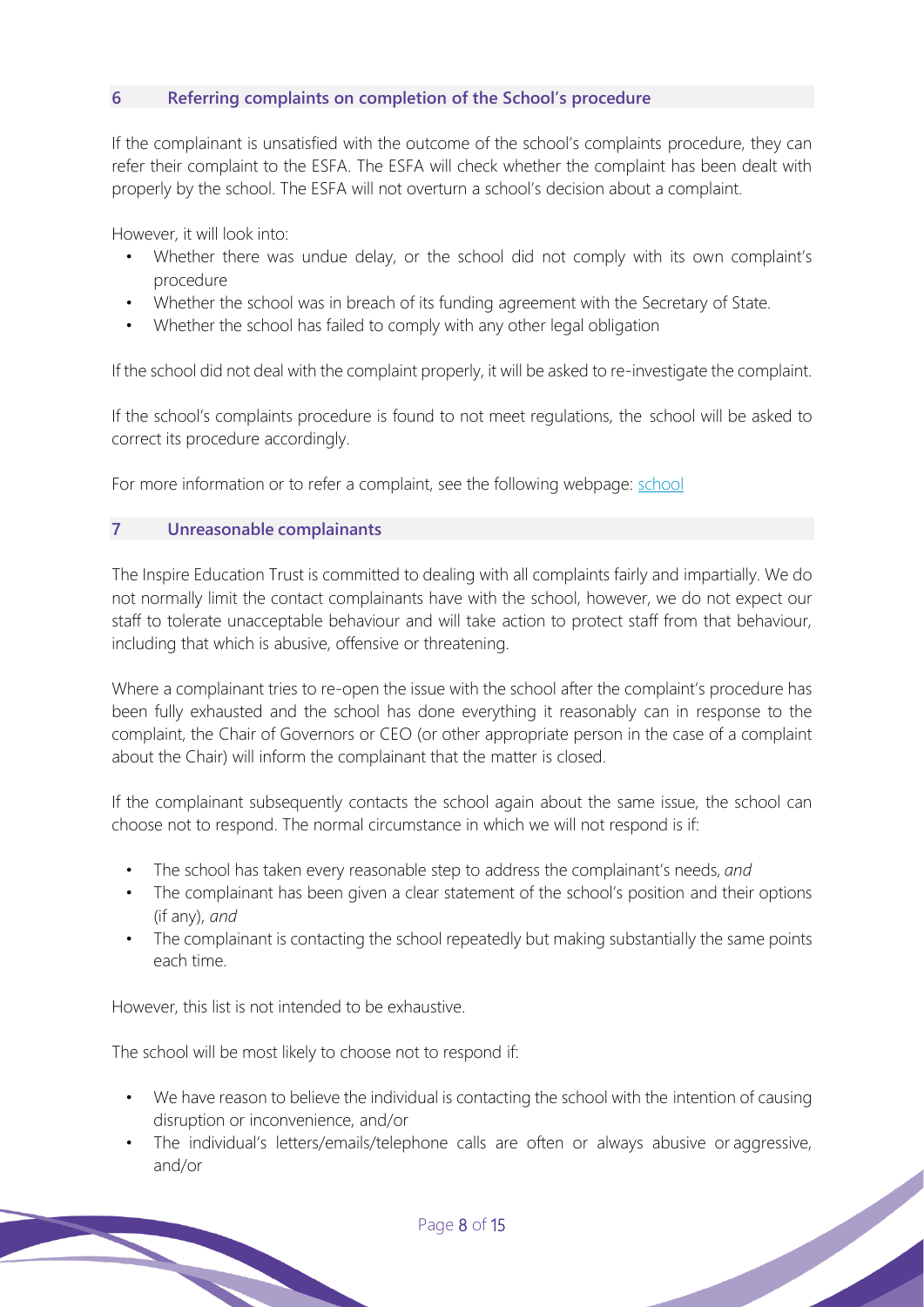## 6 Referring complaints on completion of the School's procedure

If the complainant is unsatisfied with the outcome of the school's complaints procedure, they can refer their complaint to the ESFA. The ESFA will check whether the complaint has been dealt with properly by the school. The ESFA will not overturn a school's decision about a complaint.

However, it will look into:

- Whether there was undue delay, or the school did not comply with its own complaint's procedure
- Whether the school was in breach of its funding agreement with the Secretary of State.
- Whether the school has failed to comply with any other legal obligation

If the school did not deal with the complaint properly, it will be asked to re-investigate the complaint.

If the school's complaints procedure is found to not meet regulations, the school will be asked to correct its procedure accordingly.

For more information or to refer a complaint, see the following webpage: school

## 7 Unreasonable complainants

The Inspire Education Trust is committed to dealing with all complaints fairly and impartially. We do not normally limit the contact complainants have with the school, however, we do not expect our staff to tolerate unacceptable behaviour and will take action to protect staff from that behaviour, including that which is abusive, offensive or threatening.

Where a complainant tries to re-open the issue with the school after the complaint's procedure has been fully exhausted and the school has done everything it reasonably can in response to the complaint, the Chair of Governors or CEO (or other appropriate person in the case of a complaint about the Chair) will inform the complainant that the matter is closed.

If the complainant subsequently contacts the school again about the same issue, the school can choose not to respond. The normal circumstance in which we will not respond is if:

- The school has taken every reasonable step to address the complainant's needs, *and*
- The complainant has been given a clear statement of the school's position and their options (if any), *and*
- The complainant is contacting the school repeatedly but making substantially the same points each time.

However, this list is not intended to be exhaustive.

The school will be most likely to choose not to respond if:

- We have reason to believe the individual is contacting the school with the intention of causing disruption or inconvenience, and/or
- The individual's letters/emails/telephone calls are often or always abusive or aggressive, and/or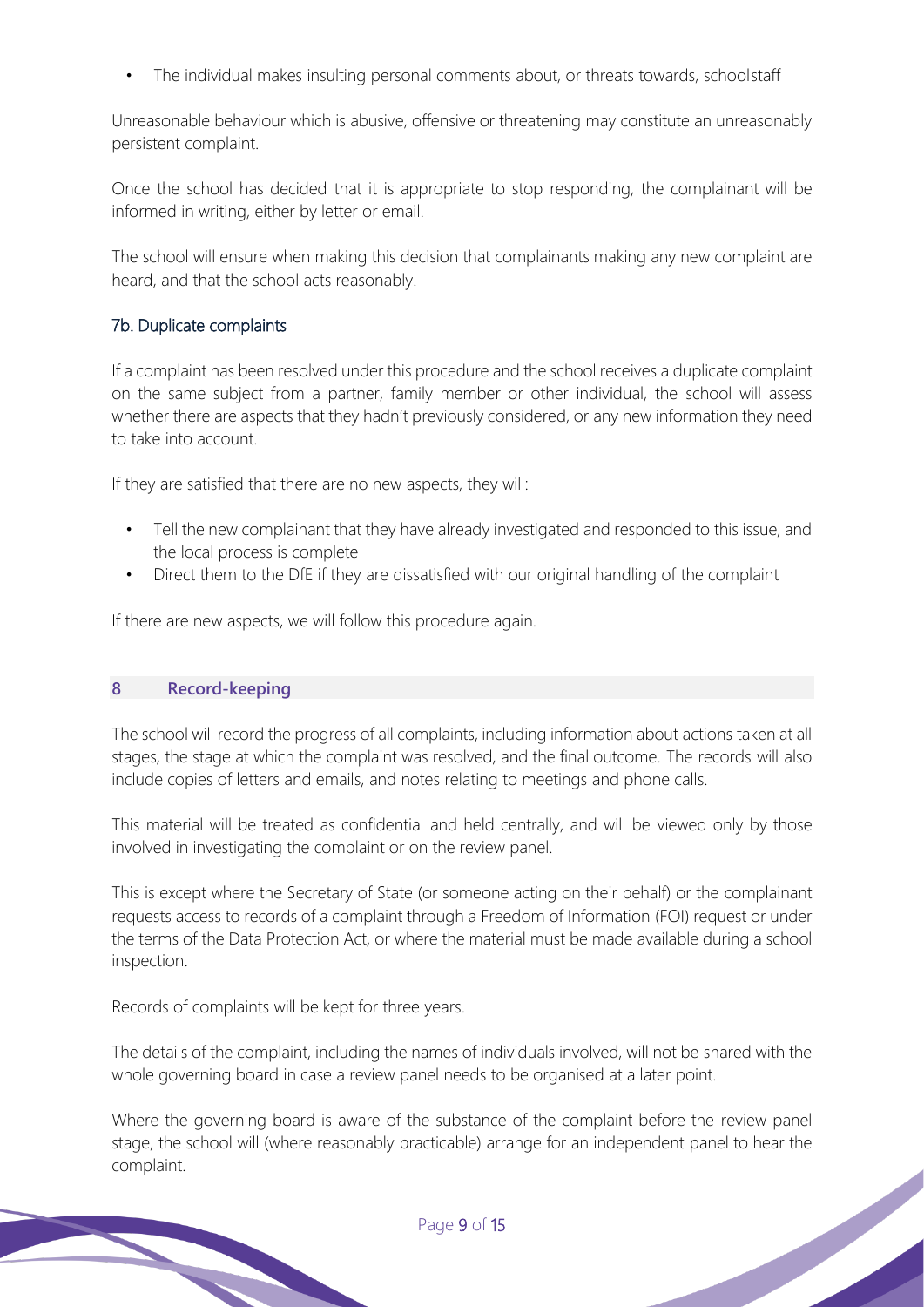- The individual makes insulting personal comments about, or threats towards, schoolstaff

Unreasonable behaviour which is abusive, offensive or threatening may constitute an unreasonably persistent complaint.

Once the school has decided that it is appropriate to stop responding, the complainant will be informed in writing, either by letter or email.

The school will ensure when making this decision that complainants making any new complaint are heard, and that the school acts reasonably.

### 7b. Duplicate complaints

If a complaint has been resolved under this procedure and the school receives a duplicate complaint on the same subject from a partner, family member or other individual, the school will assess whether there are aspects that they hadn't previously considered, or any new information they need to take into account.

If they are satisfied that there are no new aspects, they will:

- Tell the new complainant that they have already investigated and responded to this issue, and the local process is complete
- Direct them to the DfE if they are dissatisfied with our original handling of the complaint

If there are new aspects, we will follow this procedure again.

## 8 Record-keeping

The school will record the progress of all complaints, including information about actions taken at all stages, the stage at which the complaint was resolved, and the final outcome. The records will also include copies of letters and emails, and notes relating to meetings and phone calls.

This material will be treated as confidential and held centrally, and will be viewed only by those involved in investigating the complaint or on the review panel.

This is except where the Secretary of State (or someone acting on their behalf) or the complainant requests access to records of a complaint through a Freedom of Information (FOI) request or under the terms of the Data Protection Act, or where the material must be made available during a school inspection.

Records of complaints will be kept for three years.

The details of the complaint, including the names of individuals involved, will not be shared with the whole governing board in case a review panel needs to be organised at a later point.

Where the governing board is aware of the substance of the complaint before the review panel stage, the school will (where reasonably practicable) arrange for an independent panel to hear the complaint.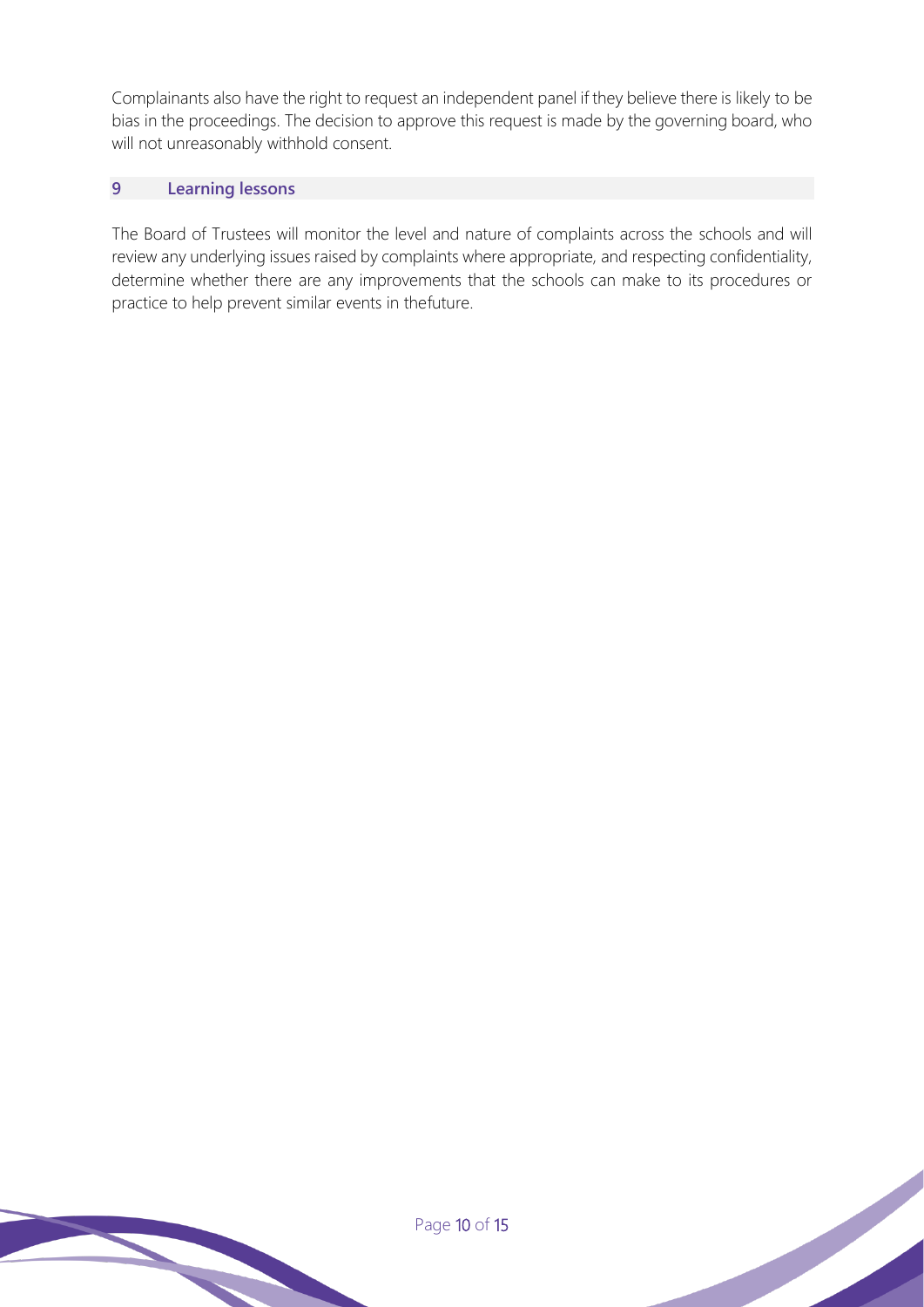Complainants also have the right to request an independent panel if they believe there is likely to be bias in the proceedings. The decision to approve this request is made by the governing board, who will not unreasonably withhold consent.

## 9 Learning lessons

The Board of Trustees will monitor the level and nature of complaints across the schools and will review any underlying issues raised by complaints where appropriate, and respecting confidentiality, determine whether there are any improvements that the schools can make to its procedures or practice to help prevent similar events in thefuture.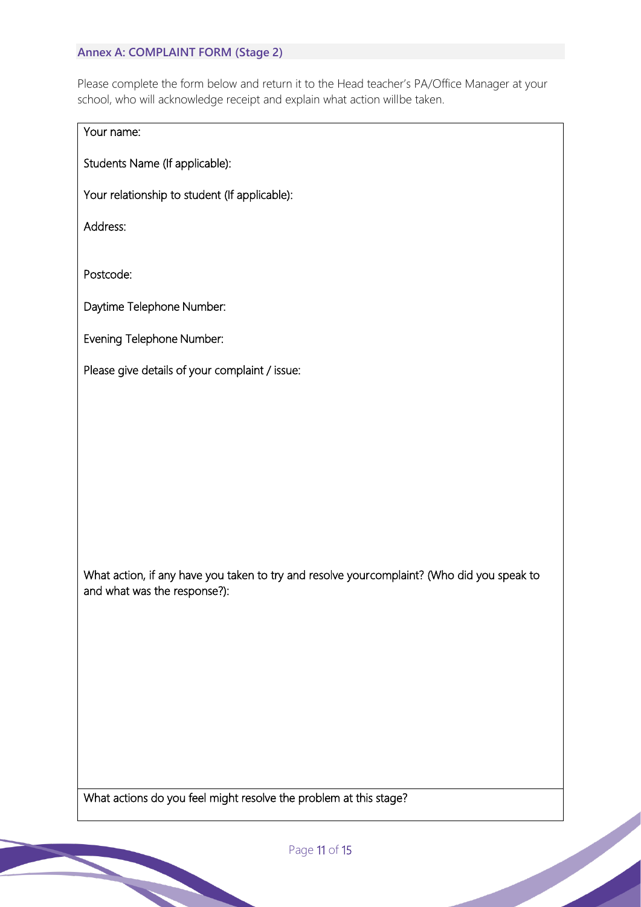### Annex A: COMPLAINT FORM (Stage 2)

Please complete the form below and return it to the Head teacher's PA/Office Manager at your school, who will acknowledge receipt and explain what action willbe taken.

Your name:

Students Name (If applicable):

Your relationship to student (If applicable):

Address:

Postcode:

Daytime Telephone Number:

Evening Telephone Number:

Please give details of your complaint / issue:

What action, if any have you taken to try and resolve yourcomplaint? (Who did you speak to and what was the response?):

What actions do you feel might resolve the problem at this stage?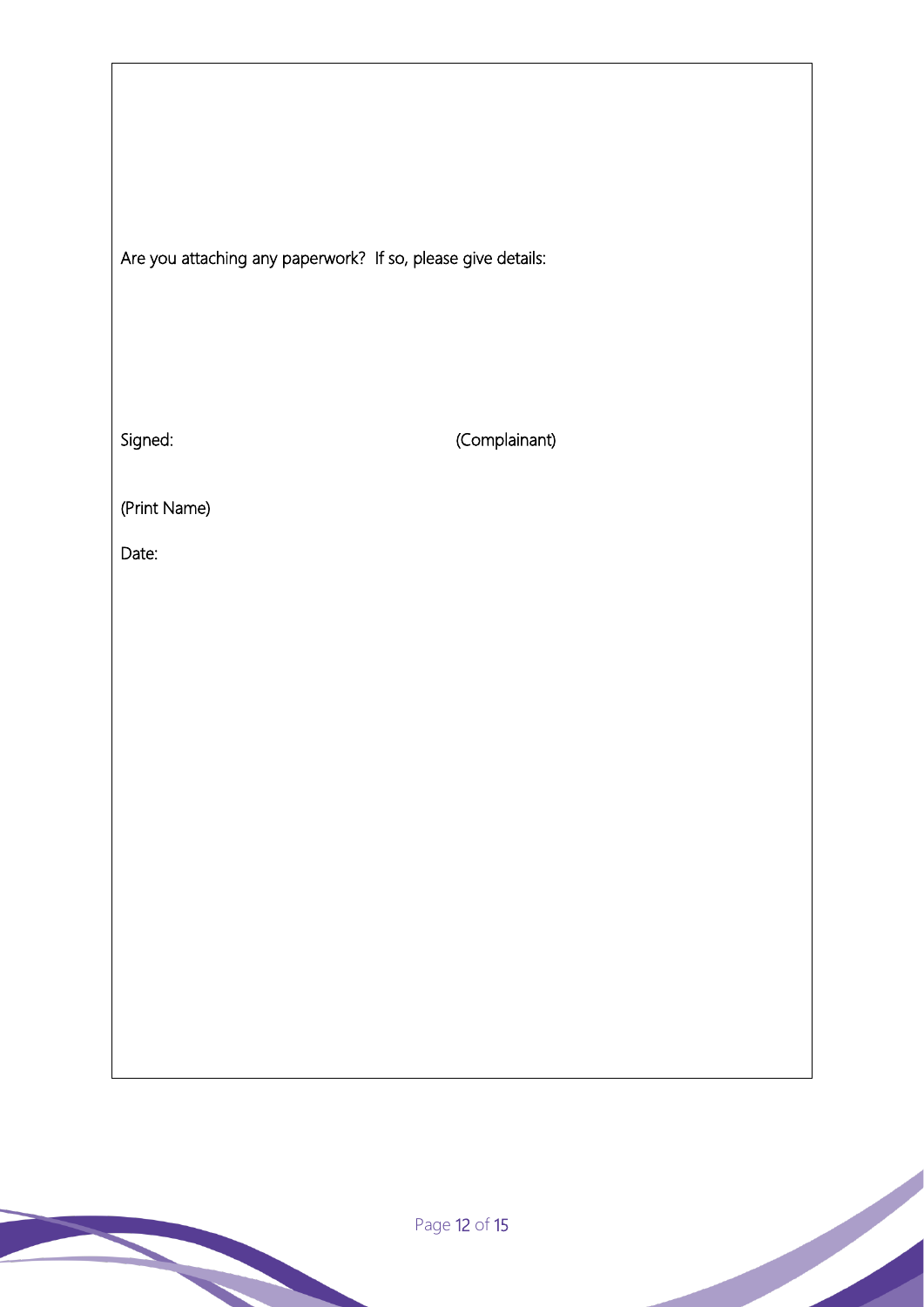Are you attaching any paperwork? If so, please give details:

Signed: (Complainant)

(Print Name)

Date: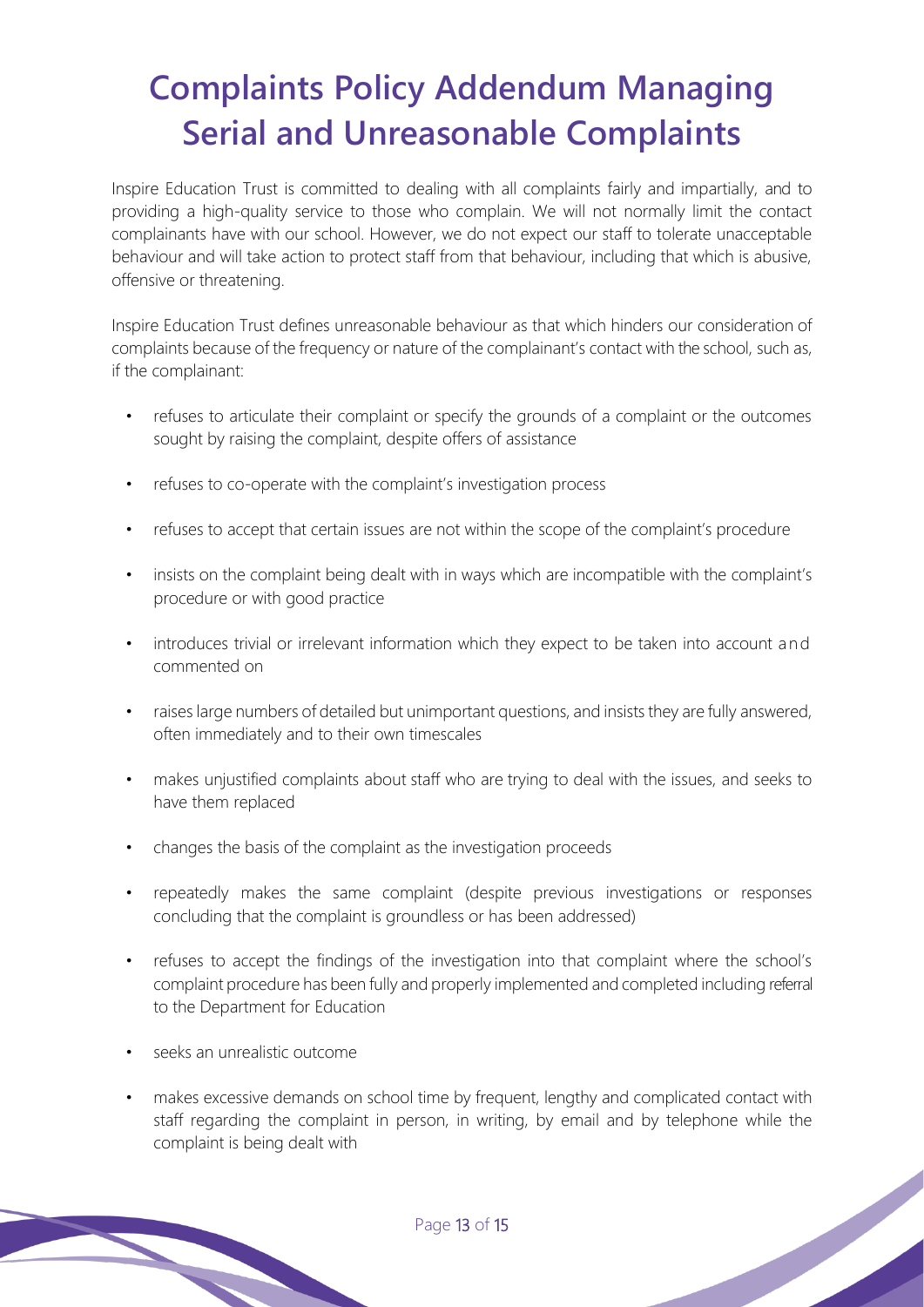# Complaints Policy Addendum Managing Serial and Unreasonable Complaints

Inspire Education Trust is committed to dealing with all complaints fairly and impartially, and to providing a high-quality service to those who complain. We will not normally limit the contact complainants have with our school. However, we do not expect our staff to tolerate unacceptable behaviour and will take action to protect staff from that behaviour, including that which is abusive, offensive or threatening.

Inspire Education Trust defines unreasonable behaviour as that which hinders our consideration of complaints because of the frequency or nature of the complainant's contact with the school, such as, if the complainant:

- refuses to articulate their complaint or specify the grounds of a complaint or the outcomes sought by raising the complaint, despite offers of assistance
- refuses to co-operate with the complaint's investigation process
- refuses to accept that certain issues are not within the scope of the complaint's procedure
- insists on the complaint being dealt with in ways which are incompatible with the complaint's procedure or with good practice
- introduces trivial or irrelevant information which they expect to be taken into account and commented on
- raises large numbers of detailed but unimportant questions, and insists they are fully answered, often immediately and to their own timescales
- makes unjustified complaints about staff who are trying to deal with the issues, and seeks to have them replaced
- changes the basis of the complaint as the investigation proceeds
- repeatedly makes the same complaint (despite previous investigations or responses concluding that the complaint is groundless or has been addressed)
- refuses to accept the findings of the investigation into that complaint where the school's complaint procedure has been fully and properly implemented and completed including referral to the Department for Education
- seeks an unrealistic outcome
- makes excessive demands on school time by frequent, lengthy and complicated contact with staff regarding the complaint in person, in writing, by email and by telephone while the complaint is being dealt with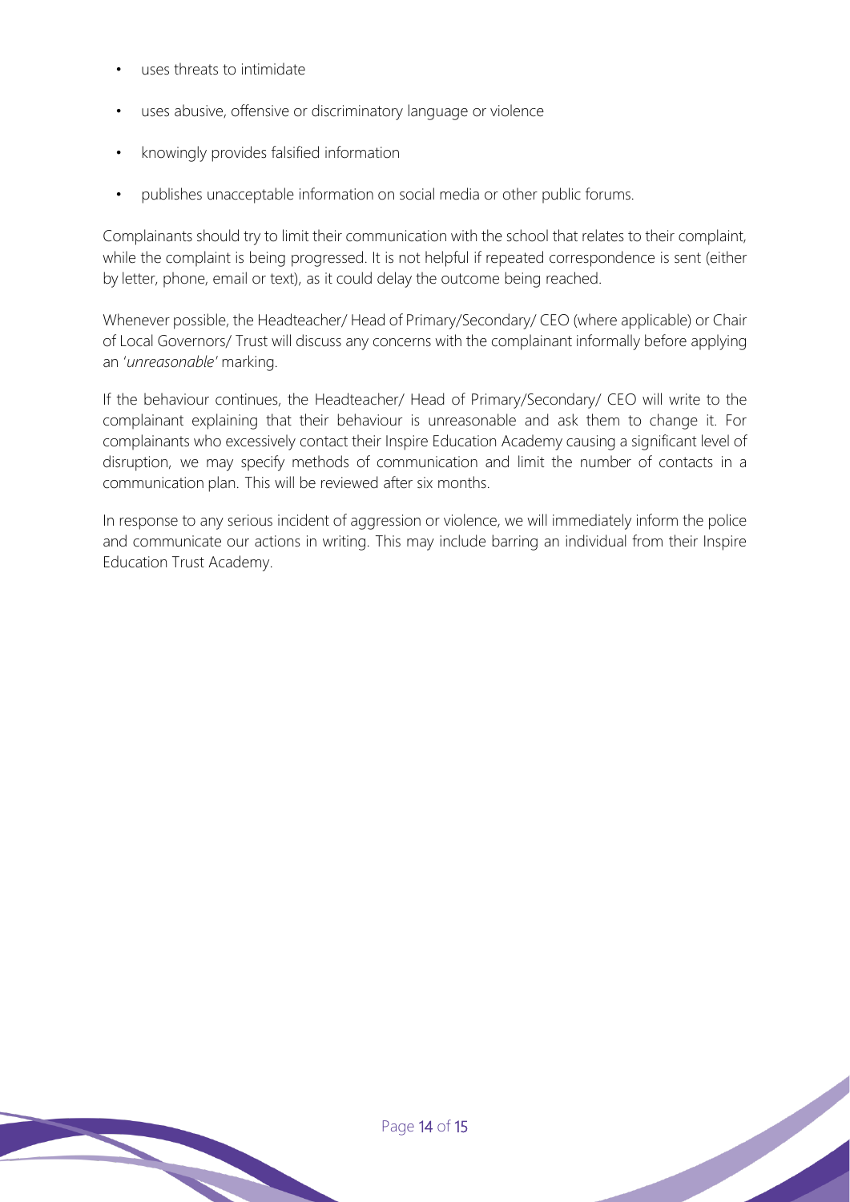- uses threats to intimidate
- uses abusive, offensive or discriminatory language or violence
- knowingly provides falsified information
- publishes unacceptable information on social media or other public forums.

Complainants should try to limit their communication with the school that relates to their complaint, while the complaint is being progressed. It is not helpful if repeated correspondence is sent (either by letter, phone, email or text), as it could delay the outcome being reached.

Whenever possible, the Headteacher/ Head of Primary/Secondary/ CEO (where applicable) or Chair of Local Governors/ Trust will discuss any concerns with the complainant informally before applying an '*unreasonable*' marking.

If the behaviour continues, the Headteacher/ Head of Primary/Secondary/ CEO will write to the complainant explaining that their behaviour is unreasonable and ask them to change it. For complainants who excessively contact their Inspire Education Academy causing a significant level of disruption, we may specify methods of communication and limit the number of contacts in a communication plan. This will be reviewed after six months.

In response to any serious incident of aggression or violence, we will immediately inform the police and communicate our actions in writing. This may include barring an individual from their Inspire Education Trust Academy.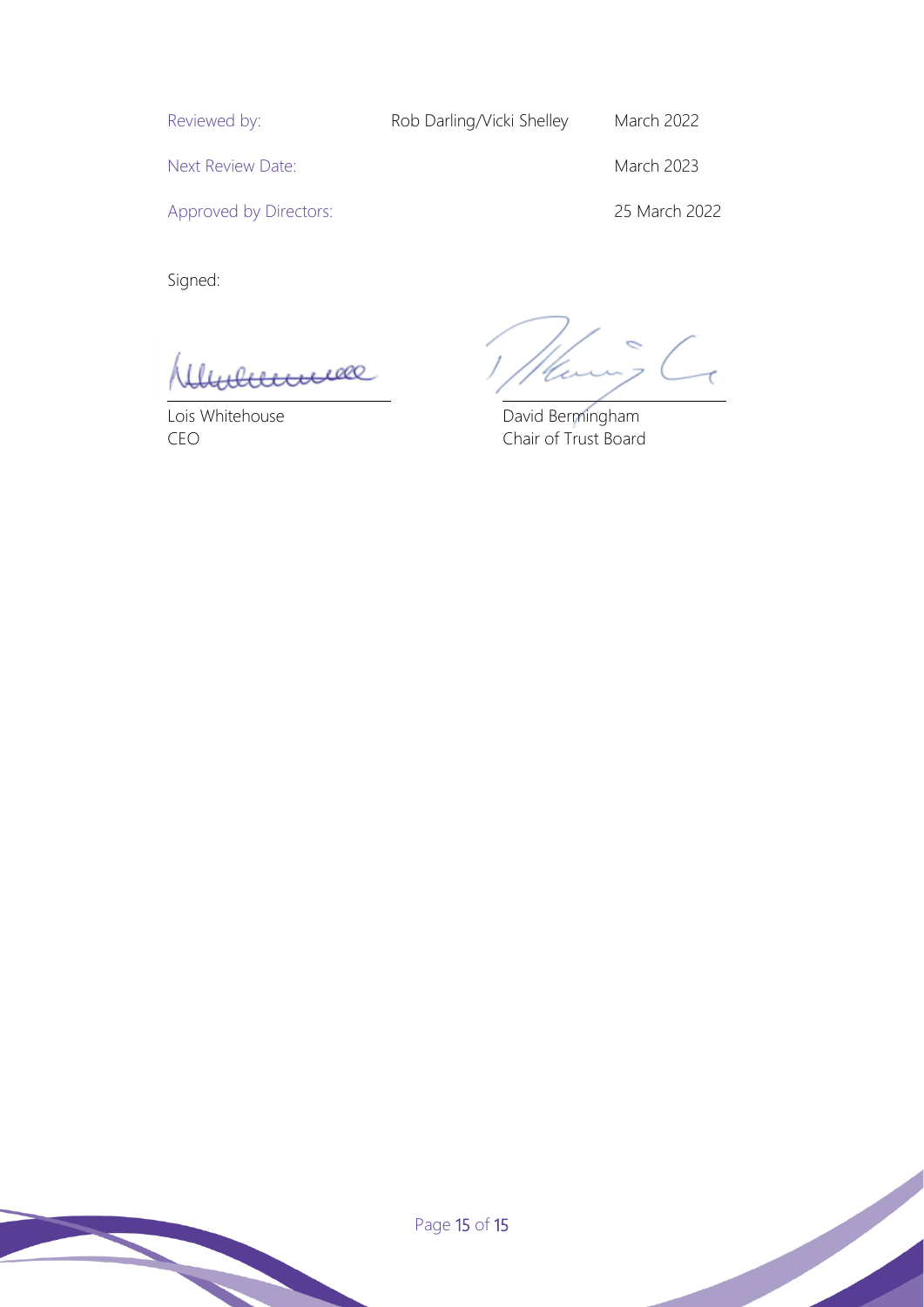| | | |
|---|---|---|
| Reviewed by: | Rob Darling/Vicki Shelley | March 2022 |
| Next Review Date: | | March 2023 |
| Approved by Directors: | | 25 March 2022 |

Signed:

| | |
|---|---|
| Lois Whitehouse | David Bermingham |
| CEO | Chair of Trust Board |